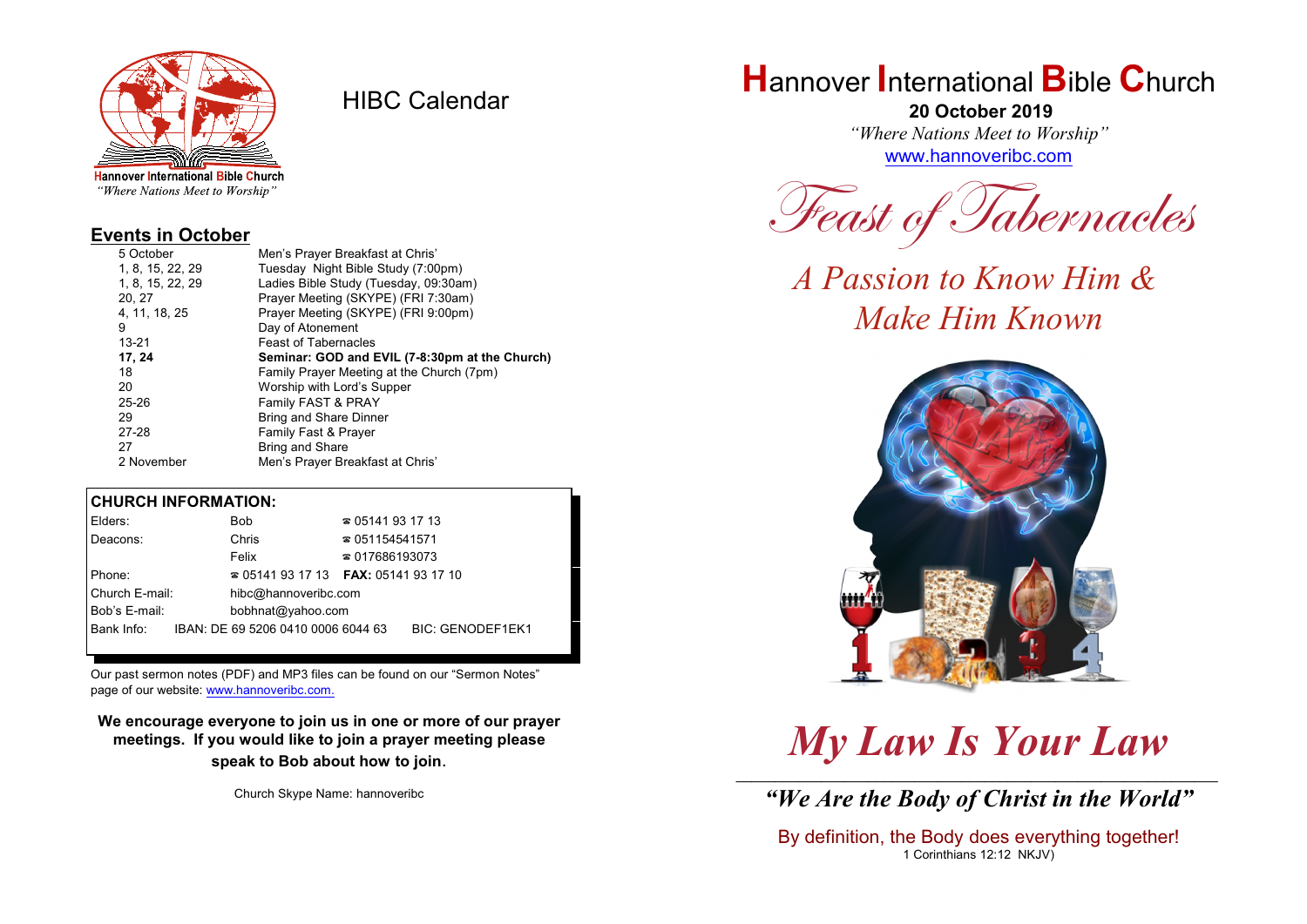Hannover International Bible Church
*"Where Nations Meet to Worship"*

# HIBC Calendar

## Events in October

| | |
|---|---|
| 5 October | Men's Prayer Breakfast at Chris' |
| 1, 8, 15, 22, 29 | Tuesday Night Bible Study (7:00pm) |
| 1, 8, 15, 22, 29 | Ladies Bible Study (Tuesday, 09:30am) |
| 20, 27 | Prayer Meeting (SKYPE) (FRI 7:30am) |
| 4, 11, 18, 25 | Prayer Meeting (SKYPE) (FRI 9:00pm) |
| 9 | Day of Atonement |
| 13-21 | Feast of Tabernacles |
| **17, 24** | **Seminar: GOD and EVIL (7-8:30pm at the Church)** |
| 18 | Family Prayer Meeting at the Church (7pm) |
| 20 | Worship with Lord's Supper |
| 25-26 | Family FAST & PRAY |
| 29 | Bring and Share Dinner |
| 27-28 | Family Fast & Prayer |
| 27 | Bring and Share |
| 2 November | Men's Prayer Breakfast at Chris' |

## CHURCH INFORMATION:

| | | |
|---|---|---|
| Elders: | Bob | ☎ 05141 93 17 13 |
| Deacons: | Chris | ☎ 051154541571 |
| | Felix | ☎ 017686193073 |
| Phone: | ☎ 05141 93 17 13 | **FAX:** 05141 93 17 10 |
| Church E-mail: | hibc@hannoveribc.com | |
| Bob's E-mail: | bobhnat@yahoo.com | |
| Bank Info: | IBAN: DE 69 5206 0410 0006 6044 63 | BIC: GENODEF1EK1 |

Our past sermon notes (PDF) and MP3 files can be found on our "Sermon Notes" page of our website: www.hannoveribc.com.

**We encourage everyone to join us in one or more of our prayer meetings. If you would like to join a prayer meeting please speak to Bob about how to join.**

Church Skype Name: hannoveribc

# Hannover International Bible Church

**20 October 2019**

*"Where Nations Meet to Worship"*

www.hannoveribc.com

*Feast of Tabernacles*

*A Passion to Know Him & Make Him Known*

# *My Law Is Your Law*

***"We Are the Body of Christ in the World"***

By definition, the Body does everything together!
1 Corinthians 12:12 NKJV)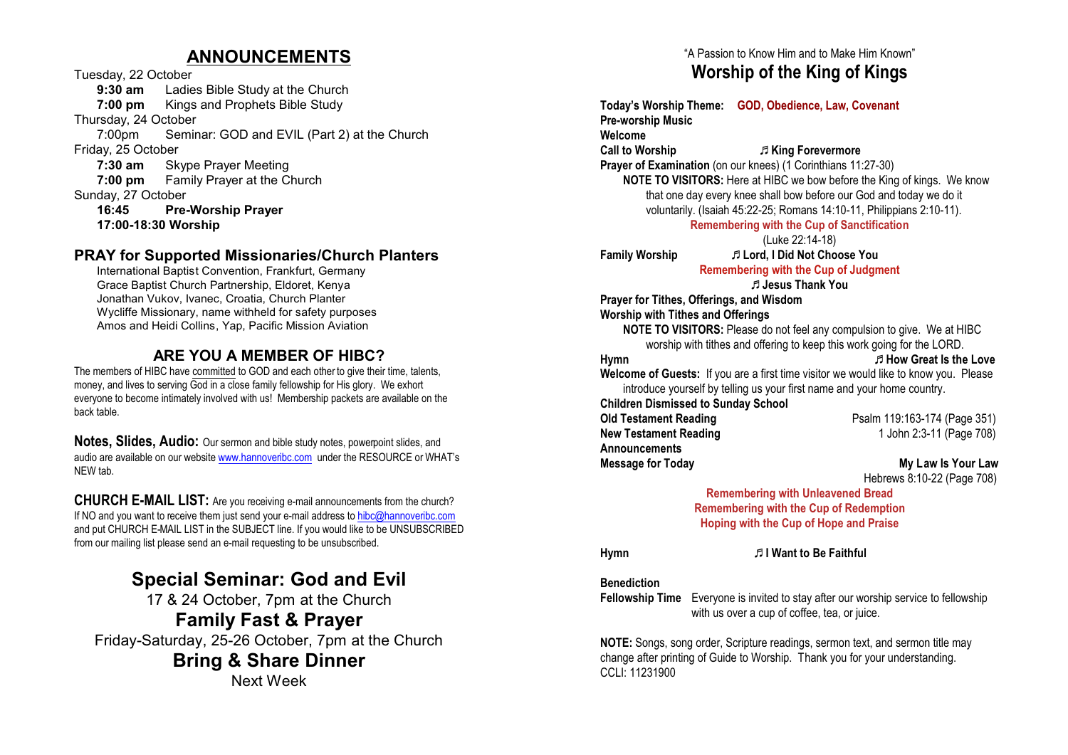## ANNOUNCEMENTS

Tuesday, 22 October
- **9:30 am** Ladies Bible Study at the Church
- **7:00 pm** Kings and Prophets Bible Study

Thursday, 24 October
- 7:00pm Seminar: GOD and EVIL (Part 2) at the Church

Friday, 25 October
- **7:30 am** Skype Prayer Meeting
- **7:00 pm** Family Prayer at the Church

Sunday, 27 October
- **16:45 Pre-Worship Prayer**
- **17:00-18:30 Worship**

### PRAY for Supported Missionaries/Church Planters

International Baptist Convention, Frankfurt, Germany
Grace Baptist Church Partnership, Eldoret, Kenya
Jonathan Vukov, Ivanec, Croatia, Church Planter
Wycliffe Missionary, name withheld for safety purposes
Amos and Heidi Collins, Yap, Pacific Mission Aviation

### ARE YOU A MEMBER OF HIBC?

The members of HIBC have committed to GOD and each other to give their time, talents, money, and lives to serving God in a close family fellowship for His glory. We exhort everyone to become intimately involved with us! Membership packets are available on the back table.

**Notes, Slides, Audio:** Our sermon and bible study notes, powerpoint slides, and audio are available on our website www.hannoveribc.com under the RESOURCE or WHAT's NEW tab.

**CHURCH E-MAIL LIST:** Are you receiving e-mail announcements from the church? If NO and you want to receive them just send your e-mail address to hibc@hannoveribc.com and put CHURCH E-MAIL LIST in the SUBJECT line. If you would like to be UNSUBSCRIBED from our mailing list please send an e-mail requesting to be unsubscribed.

## Special Seminar: God and Evil
17 & 24 October, 7pm at the Church

## Family Fast & Prayer
Friday-Saturday, 25-26 October, 7pm at the Church

## Bring & Share Dinner
Next Week

"A Passion to Know Him and to Make Him Known"

# Worship of the King of Kings

**Today's Worship Theme:** **GOD, Obedience, Law, Covenant**

**Pre-worship Music**

**Welcome**

**Call to Worship** ♬ **King Forevermore**

**Prayer of Examination** (on our knees) (1 Corinthians 11:27-30)

**NOTE TO VISITORS:** Here at HIBC we bow before the King of kings. We know that one day every knee shall bow before our God and today we do it voluntarily. (Isaiah 45:22-25; Romans 14:10-11, Philippians 2:10-11).

**Remembering with the Cup of Sanctification**
(Luke 22:14-18)

**Family Worship** ♬ **Lord, I Did Not Choose You**

**Remembering with the Cup of Judgment**

♬ **Jesus Thank You**

**Prayer for Tithes, Offerings, and Wisdom**

**Worship with Tithes and Offerings**

**NOTE TO VISITORS:** Please do not feel any compulsion to give. We at HIBC worship with tithes and offering to keep this work going for the LORD.

**Hymn** ♬ **How Great Is the Love**

**Welcome of Guests:** If you are a first time visitor we would like to know you. Please introduce yourself by telling us your first name and your home country.

**Children Dismissed to Sunday School**

**Old Testament Reading** Psalm 119:163-174 (Page 351)

**New Testament Reading** 1 John 2:3-11 (Page 708)

**Announcements**

**Message for Today** **My Law Is Your Law**
Hebrews 8:10-22 (Page 708)

**Remembering with Unleavened Bread**
**Remembering with the Cup of Redemption**
**Hoping with the Cup of Hope and Praise**

**Hymn** ♬ **I Want to Be Faithful**

**Benediction**

**Fellowship Time** Everyone is invited to stay after our worship service to fellowship with us over a cup of coffee, tea, or juice.

**NOTE:** Songs, song order, Scripture readings, sermon text, and sermon title may change after printing of Guide to Worship. Thank you for your understanding.
CCLI: 11231900